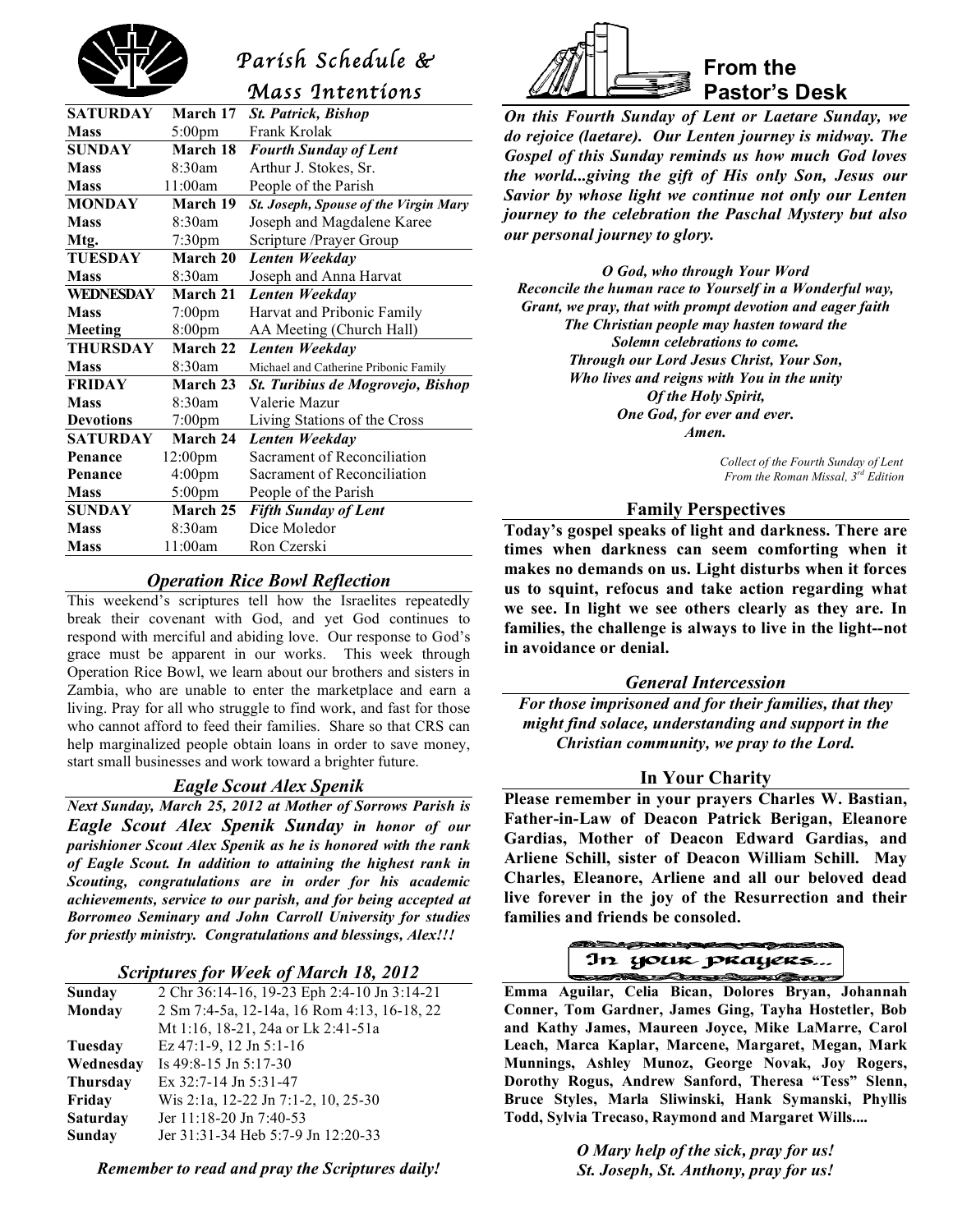# Parish Schedule & Mass Intentions

| | | |
|---|---|---|
| **SATURDAY** | **March 17** | ***St. Patrick, Bishop*** |
| **Mass** | 5:00pm | Frank Krolak |
| **SUNDAY** | **March 18** | ***Fourth Sunday of Lent*** |
| **Mass** | 8:30am | Arthur J. Stokes, Sr. |
| **Mass** | 11:00am | People of the Parish |
| **MONDAY** | **March 19** | ***St. Joseph, Spouse of the Virgin Mary*** |
| **Mass** | 8:30am | Joseph and Magdalene Karee |
| **Mtg.** | 7:30pm | Scripture /Prayer Group |
| **TUESDAY** | **March 20** | ***Lenten Weekday*** |
| **Mass** | 8:30am | Joseph and Anna Harvat |
| **WEDNESDAY** | **March 21** | ***Lenten Weekday*** |
| **Mass** | 7:00pm | Harvat and Pribonic Family |
| **Meeting** | 8:00pm | AA Meeting (Church Hall) |
| **THURSDAY** | **March 22** | ***Lenten Weekday*** |
| **Mass** | 8:30am | Michael and Catherine Pribonic Family |
| **FRIDAY** | **March 23** | ***St. Turibius de Mogrovejo, Bishop*** |
| **Mass** | 8:30am | Valerie Mazur |
| **Devotions** | 7:00pm | Living Stations of the Cross |
| **SATURDAY** | **March 24** | ***Lenten Weekday*** |
| **Penance** | 12:00pm | Sacrament of Reconciliation |
| **Penance** | 4:00pm | Sacrament of Reconciliation |
| **Mass** | 5:00pm | People of the Parish |
| **SUNDAY** | **March 25** | ***Fifth Sunday of Lent*** |
| **Mass** | 8:30am | Dice Moledor |
| **Mass** | 11:00am | Ron Czerski |

## *Operation Rice Bowl Reflection*

This weekend's scriptures tell how the Israelites repeatedly break their covenant with God, and yet God continues to respond with merciful and abiding love. Our response to God's grace must be apparent in our works. This week through Operation Rice Bowl, we learn about our brothers and sisters in Zambia, who are unable to enter the marketplace and earn a living. Pray for all who struggle to find work, and fast for those who cannot afford to feed their families. Share so that CRS can help marginalized people obtain loans in order to save money, start small businesses and work toward a brighter future.

## *Eagle Scout Alex Spenik*

***Next Sunday, March 25, 2012 at Mother of Sorrows Parish is Eagle Scout Alex Spenik Sunday in honor of our parishioner Scout Alex Spenik as he is honored with the rank of Eagle Scout. In addition to attaining the highest rank in Scouting, congratulations are in order for his academic achievements, service to our parish, and for being accepted at Borromeo Seminary and John Carroll University for studies for priestly ministry. Congratulations and blessings, Alex!!!***

## *Scriptures for Week of March 18, 2012*

| | |
|---|---|
| **Sunday** | 2 Chr 36:14-16, 19-23 Eph 2:4-10 Jn 3:14-21 |
| **Monday** | 2 Sm 7:4-5a, 12-14a, 16 Rom 4:13, 16-18, 22 Mt 1:16, 18-21, 24a or Lk 2:41-51a |
| **Tuesday** | Ez 47:1-9, 12 Jn 5:1-16 |
| **Wednesday** | Is 49:8-15 Jn 5:17-30 |
| **Thursday** | Ex 32:7-14 Jn 5:31-47 |
| **Friday** | Wis 2:1a, 12-22 Jn 7:1-2, 10, 25-30 |
| **Saturday** | Jer 11:18-20 Jn 7:40-53 |
| **Sunday** | Jer 31:31-34 Heb 5:7-9 Jn 12:20-33 |

***Remember to read and pray the Scriptures daily!***

# From the Pastor's Desk

***On this Fourth Sunday of Lent or Laetare Sunday, we do rejoice (laetare). Our Lenten journey is midway. The Gospel of this Sunday reminds us how much God loves the world...giving the gift of His only Son, Jesus our Savior by whose light we continue not only our Lenten journey to the celebration the Paschal Mystery but also our personal journey to glory.***

***O God, who through Your Word***
***Reconcile the human race to Yourself in a Wonderful way,***
***Grant, we pray, that with prompt devotion and eager faith***
***The Christian people may hasten toward the***
***Solemn celebrations to come.***
***Through our Lord Jesus Christ, Your Son,***
***Who lives and reigns with You in the unity***
***Of the Holy Spirit,***
***One God, for ever and ever.***
***Amen.***

*Collect of the Fourth Sunday of Lent*
*From the Roman Missal, 3rd Edition*

## Family Perspectives

**Today's gospel speaks of light and darkness. There are times when darkness can seem comforting when it makes no demands on us. Light disturbs when it forces us to squint, refocus and take action regarding what we see. In light we see others clearly as they are. In families, the challenge is always to live in the light--not in avoidance or denial.**

## *General Intercession*

***For those imprisoned and for their families, that they might find solace, understanding and support in the Christian community, we pray to the Lord.***

## In Your Charity

**Please remember in your prayers Charles W. Bastian, Father-in-Law of Deacon Patrick Berigan, Eleanore Gardias, Mother of Deacon Edward Gardias, and Arliene Schill, sister of Deacon William Schill. May Charles, Eleanore, Arliene and all our beloved dead live forever in the joy of the Resurrection and their families and friends be consoled.**

## In your prayers...

**Emma Aguilar, Celia Bican, Dolores Bryan, Johannah Conner, Tom Gardner, James Ging, Tayha Hostetler, Bob and Kathy James, Maureen Joyce, Mike LaMarre, Carol Leach, Marca Kaplar, Marcene, Margaret, Megan, Mark Munnings, Ashley Munoz, George Novak, Joy Rogers, Dorothy Rogus, Andrew Sanford, Theresa "Tess" Slenn, Bruce Styles, Marla Sliwinski, Hank Symanski, Phyllis Todd, Sylvia Trecaso, Raymond and Margaret Wills....**

***O Mary help of the sick, pray for us!***
***St. Joseph, St. Anthony, pray for us!***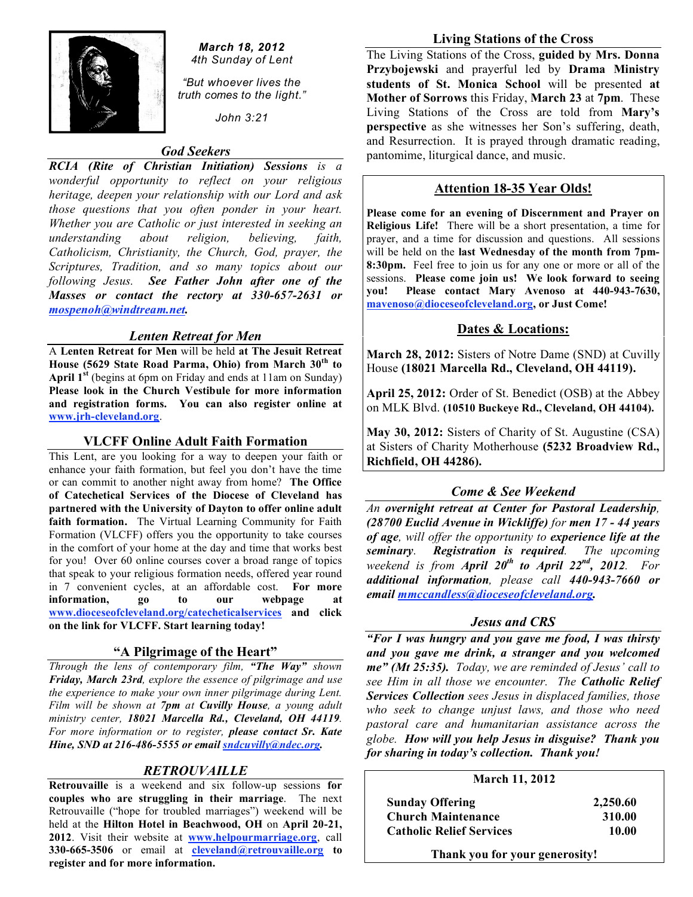*March 18, 2012*
*4th Sunday of Lent*

*"But whoever lives the truth comes to the light."*

*John 3:21*

## *God Seekers*

***RCIA (Rite of Christian Initiation) Sessions** is a wonderful opportunity to reflect on your religious heritage, deepen your relationship with our Lord and ask those questions that you often ponder in your heart. Whether you are Catholic or just interested in seeking an understanding about religion, believing, faith, Catholicism, Christianity, the Church, God, prayer, the Scriptures, Tradition, and so many topics about our following Jesus. **See Father John after one of the Masses or contact the rectory at 330-657-2631 or mospenoh@windtream.net.***

## *Lenten Retreat for Men*

A **Lenten Retreat for Men** will be held **at The Jesuit Retreat House (5629 State Road Parma, Ohio) from March 30th to April 1st** (begins at 6pm on Friday and ends at 11am on Sunday) **Please look in the Church Vestibule for more information and registration forms. You can also register online at www.jrh-cleveland.org**.

## VLCFF Online Adult Faith Formation

This Lent, are you looking for a way to deepen your faith or enhance your faith formation, but feel you don't have the time or can commit to another night away from home? **The Office of Catechetical Services of the Diocese of Cleveland has partnered with the University of Dayton to offer online adult faith formation.** The Virtual Learning Community for Faith Formation (VLCFF) offers you the opportunity to take courses in the comfort of your home at the day and time that works best for you! Over 60 online courses cover a broad range of topics that speak to your religious formation needs, offered year round in 7 convenient cycles, at an affordable cost. **For more information, go to our webpage at www.dioceseofcleveland.org/catecheticalservices and click on the link for VLCFF. Start learning today!**

## "A Pilgrimage of the Heart"

*Through the lens of contemporary film, **"The Way"** shown **Friday, March 23rd**, explore the essence of pilgrimage and use the experience to make your own inner pilgrimage during Lent. Film will be shown at **7pm** at **Cuvilly House**, a young adult ministry center, **18021 Marcella Rd., Cleveland, OH 44119**. For more information or to register, **please contact Sr. Kate Hine, SND at 216-486-5555 or email sndcuvilly@ndec.org.***

## *RETROUVAILLE*

**Retrouvaille** is a weekend and six follow-up sessions **for couples who are struggling in their marriage**. The next Retrouvaille ("hope for troubled marriages") weekend will be held at the **Hilton Hotel in Beachwood, OH** on **April 20-21, 2012**. Visit their website at **www.helpourmarriage.org**, call **330-665-3506** or email at **cleveland@retrouvaille.org to register and for more information.**

## Living Stations of the Cross

The Living Stations of the Cross, **guided by Mrs. Donna Przybojewski** and prayerful led by **Drama Ministry students of St. Monica School** will be presented **at Mother of Sorrows** this Friday, **March 23** at **7pm**. These Living Stations of the Cross are told from **Mary's perspective** as she witnesses her Son's suffering, death, and Resurrection. It is prayed through dramatic reading, pantomime, liturgical dance, and music.

## Attention 18-35 Year Olds!

**Please come for an evening of Discernment and Prayer on Religious Life!** There will be a short presentation, a time for prayer, and a time for discussion and questions. All sessions will be held on the **last Wednesday of the month from 7pm-8:30pm.** Feel free to join us for any one or more or all of the sessions. **Please come join us! We look forward to seeing you! Please contact Mary Avenoso at 440-943-7630, mavenoso@dioceseofcleveland.org, or Just Come!**

## Dates & Locations:

**March 28, 2012:** Sisters of Notre Dame (SND) at Cuvilly House **(18021 Marcella Rd., Cleveland, OH 44119).**

**April 25, 2012:** Order of St. Benedict (OSB) at the Abbey on MLK Blvd. **(10510 Buckeye Rd., Cleveland, OH 44104).**

**May 30, 2012:** Sisters of Charity of St. Augustine (CSA) at Sisters of Charity Motherhouse **(5232 Broadview Rd., Richfield, OH 44286).**

## *Come & See Weekend*

*An **overnight retreat at Center for Pastoral Leadership**, **(28700 Euclid Avenue in Wickliffe)** for **men 17 - 44 years of age**, will offer the opportunity to **experience life at the seminary**. **Registration is required**. The upcoming weekend is from **April 20th to April 22nd, 2012**. For **additional information**, please call **440-943-7660 or email mmccandless@dioceseofcleveland.org.***

## *Jesus and CRS*

***"For I was hungry and you gave me food, I was thirsty and you gave me drink, a stranger and you welcomed me" (Mt 25:35).** Today, we are reminded of Jesus' call to see Him in all those we encounter. The **Catholic Relief Services Collection** sees Jesus in displaced families, those who seek to change unjust laws, and those who need pastoral care and humanitarian assistance across the globe. **How will you help Jesus in disguise? Thank you for sharing in today's collection. Thank you!***

**March 11, 2012**

| | |
|---|---|
| **Sunday Offering** | **2,250.60** |
| **Church Maintenance** | **310.00** |
| **Catholic Relief Services** | **10.00** |

**Thank you for your generosity!**